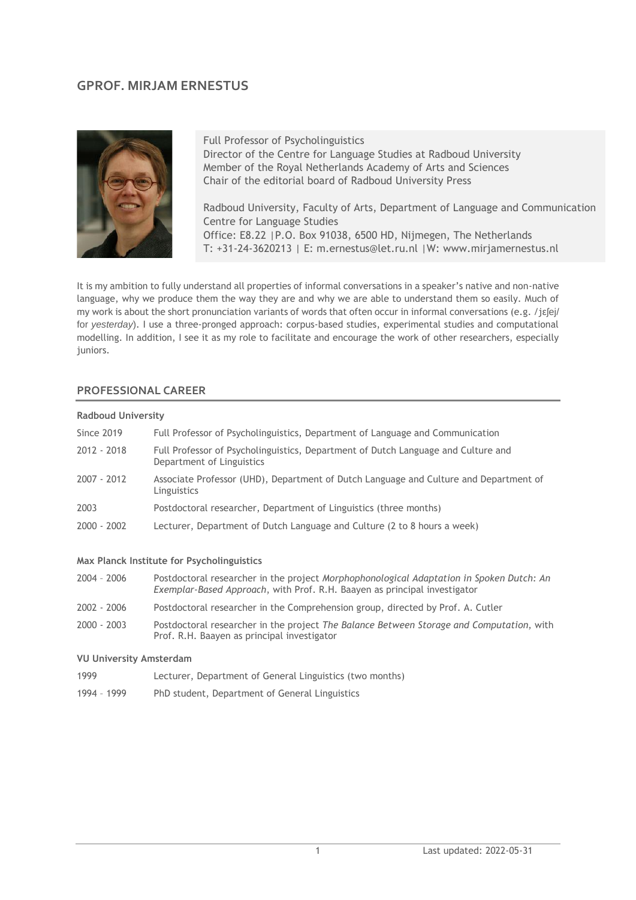# GPROF. MIRJAM ERNESTUS

Full Professor of Psycholinguistics
Director of the Centre for Language Studies at Radboud University
Member of the Royal Netherlands Academy of Arts and Sciences
Chair of the editorial board of Radboud University Press

Radboud University, Faculty of Arts, Department of Language and Communication
Centre for Language Studies
Office: E8.22 |P.O. Box 91038, 6500 HD, Nijmegen, The Netherlands
T: +31-24-3620213 | E: m.ernestus@let.ru.nl |W: www.mirjamernestus.nl

It is my ambition to fully understand all properties of informal conversations in a speaker's native and non-native language, why we produce them the way they are and why we are able to understand them so easily. Much of my work is about the short pronunciation variants of words that often occur in informal conversations (e.g. /jɛʃej/ for *yesterday*). I use a three-pronged approach: corpus-based studies, experimental studies and computational modelling. In addition, I see it as my role to facilitate and encourage the work of other researchers, especially juniors.

## PROFESSIONAL CAREER

**Radboud University**

| | |
|---|---|
| Since 2019 | Full Professor of Psycholinguistics, Department of Language and Communication |
| 2012 - 2018 | Full Professor of Psycholinguistics, Department of Dutch Language and Culture and Department of Linguistics |
| 2007 - 2012 | Associate Professor (UHD), Department of Dutch Language and Culture and Department of Linguistics |
| 2003 | Postdoctoral researcher, Department of Linguistics (three months) |
| 2000 - 2002 | Lecturer, Department of Dutch Language and Culture (2 to 8 hours a week) |

**Max Planck Institute for Psycholinguistics**

| | |
|---|---|
| 2004 – 2006 | Postdoctoral researcher in the project *Morphophonological Adaptation in Spoken Dutch: An Exemplar-Based Approach*, with Prof. R.H. Baayen as principal investigator |
| 2002 - 2006 | Postdoctoral researcher in the Comprehension group, directed by Prof. A. Cutler |
| 2000 - 2003 | Postdoctoral researcher in the project *The Balance Between Storage and Computation*, with Prof. R.H. Baayen as principal investigator |

**VU University Amsterdam**

| | |
|---|---|
| 1999 | Lecturer, Department of General Linguistics (two months) |
| 1994 – 1999 | PhD student, Department of General Linguistics |

Last updated: 2022-05-31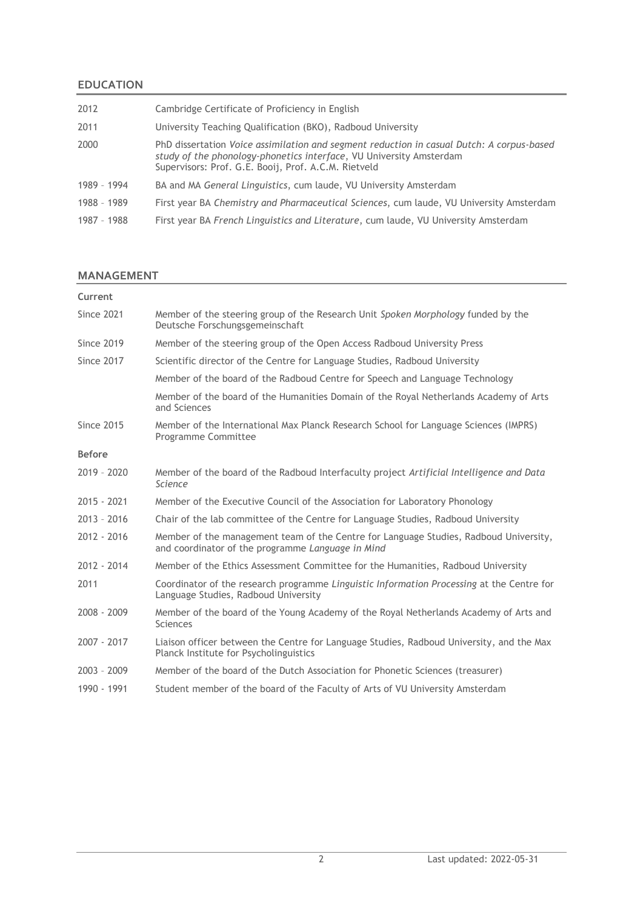## EDUCATION

| | |
|---|---|
| 2012 | Cambridge Certificate of Proficiency in English |
| 2011 | University Teaching Qualification (BKO), Radboud University |
| 2000 | PhD dissertation *Voice assimilation and segment reduction in casual Dutch: A corpus-based study of the phonology-phonetics interface*, VU University Amsterdam<br>Supervisors: Prof. G.E. Booij, Prof. A.C.M. Rietveld |
| 1989 – 1994 | BA and MA *General Linguistics*, cum laude, VU University Amsterdam |
| 1988 – 1989 | First year BA *Chemistry and Pharmaceutical Sciences*, cum laude, VU University Amsterdam |
| 1987 – 1988 | First year BA *French Linguistics and Literature*, cum laude, VU University Amsterdam |

## MANAGEMENT

**Current**

| | |
|---|---|
| Since 2021 | Member of the steering group of the Research Unit *Spoken Morphology* funded by the Deutsche Forschungsgemeinschaft |
| Since 2019 | Member of the steering group of the Open Access Radboud University Press |
| Since 2017 | Scientific director of the Centre for Language Studies, Radboud University |
| | Member of the board of the Radboud Centre for Speech and Language Technology |
| | Member of the board of the Humanities Domain of the Royal Netherlands Academy of Arts and Sciences |
| Since 2015 | Member of the International Max Planck Research School for Language Sciences (IMPRS) Programme Committee |

**Before**

| | |
|---|---|
| 2019 – 2020 | Member of the board of the Radboud Interfaculty project *Artificial Intelligence and Data Science* |
| 2015 - 2021 | Member of the Executive Council of the Association for Laboratory Phonology |
| 2013 – 2016 | Chair of the lab committee of the Centre for Language Studies, Radboud University |
| 2012 - 2016 | Member of the management team of the Centre for Language Studies, Radboud University, and coordinator of the programme *Language in Mind* |
| 2012 - 2014 | Member of the Ethics Assessment Committee for the Humanities, Radboud University |
| 2011 | Coordinator of the research programme *Linguistic Information Processing* at the Centre for Language Studies, Radboud University |
| 2008 - 2009 | Member of the board of the Young Academy of the Royal Netherlands Academy of Arts and Sciences |
| 2007 - 2017 | Liaison officer between the Centre for Language Studies, Radboud University, and the Max Planck Institute for Psycholinguistics |
| 2003 – 2009 | Member of the board of the Dutch Association for Phonetic Sciences (treasurer) |
| 1990 - 1991 | Student member of the board of the Faculty of Arts of VU University Amsterdam |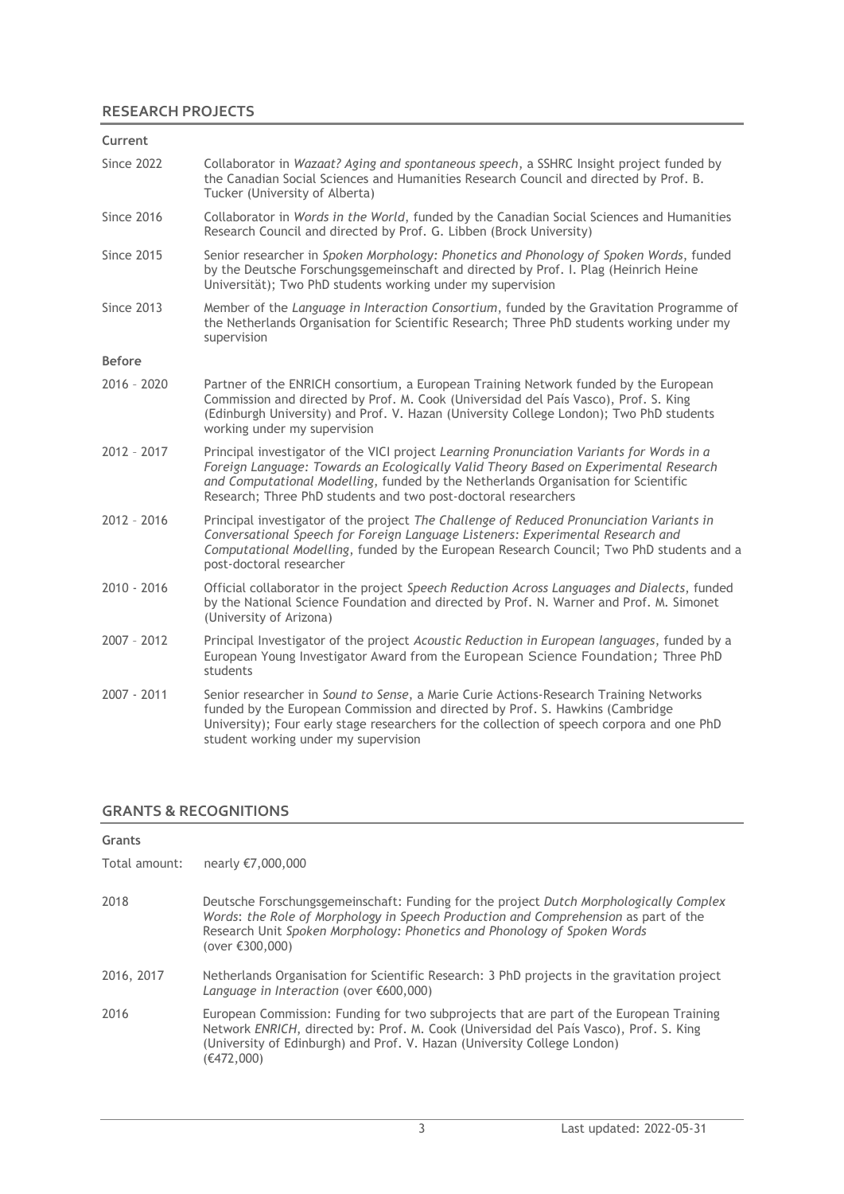## RESEARCH PROJECTS

### Current

| | |
|---|---|
| Since 2022 | Collaborator in *Wazaat? Aging and spontaneous speech*, a SSHRC Insight project funded by the Canadian Social Sciences and Humanities Research Council and directed by Prof. B. Tucker (University of Alberta) |
| Since 2016 | Collaborator in *Words in the World*, funded by the Canadian Social Sciences and Humanities Research Council and directed by Prof. G. Libben (Brock University) |
| Since 2015 | Senior researcher in *Spoken Morphology: Phonetics and Phonology of Spoken Words*, funded by the Deutsche Forschungsgemeinschaft and directed by Prof. I. Plag (Heinrich Heine Universität); Two PhD students working under my supervision |
| Since 2013 | Member of the *Language in Interaction Consortium*, funded by the Gravitation Programme of the Netherlands Organisation for Scientific Research; Three PhD students working under my supervision |

### Before

| | |
|---|---|
| 2016 – 2020 | Partner of the ENRICH consortium, a European Training Network funded by the European Commission and directed by Prof. M. Cook (Universidad del País Vasco), Prof. S. King (Edinburgh University) and Prof. V. Hazan (University College London); Two PhD students working under my supervision |
| 2012 – 2017 | Principal investigator of the VICI project *Learning Pronunciation Variants for Words in a Foreign Language: Towards an Ecologically Valid Theory Based on Experimental Research and Computational Modelling*, funded by the Netherlands Organisation for Scientific Research; Three PhD students and two post-doctoral researchers |
| 2012 – 2016 | Principal investigator of the project *The Challenge of Reduced Pronunciation Variants in Conversational Speech for Foreign Language Listeners: Experimental Research and Computational Modelling*, funded by the European Research Council; Two PhD students and a post-doctoral researcher |
| 2010 - 2016 | Official collaborator in the project *Speech Reduction Across Languages and Dialects*, funded by the National Science Foundation and directed by Prof. N. Warner and Prof. M. Simonet (University of Arizona) |
| 2007 – 2012 | Principal Investigator of the project *Acoustic Reduction in European languages*, funded by a European Young Investigator Award from the European Science Foundation; Three PhD students |
| 2007 - 2011 | Senior researcher in *Sound to Sense*, a Marie Curie Actions-Research Training Networks funded by the European Commission and directed by Prof. S. Hawkins (Cambridge University); Four early stage researchers for the collection of speech corpora and one PhD student working under my supervision |

## GRANTS & RECOGNITIONS

### Grants

| | |
|---|---|
| Total amount: | nearly €7,000,000 |
| 2018 | Deutsche Forschungsgemeinschaft: Funding for the project *Dutch Morphologically Complex Words: the Role of Morphology in Speech Production and Comprehension* as part of the Research Unit *Spoken Morphology: Phonetics and Phonology of Spoken Words* (over €300,000) |
| 2016, 2017 | Netherlands Organisation for Scientific Research: 3 PhD projects in the gravitation project *Language in Interaction* (over €600,000) |
| 2016 | European Commission: Funding for two subprojects that are part of the European Training Network *ENRICH*, directed by: Prof. M. Cook (Universidad del País Vasco), Prof. S. King (University of Edinburgh) and Prof. V. Hazan (University College London) (€472,000) |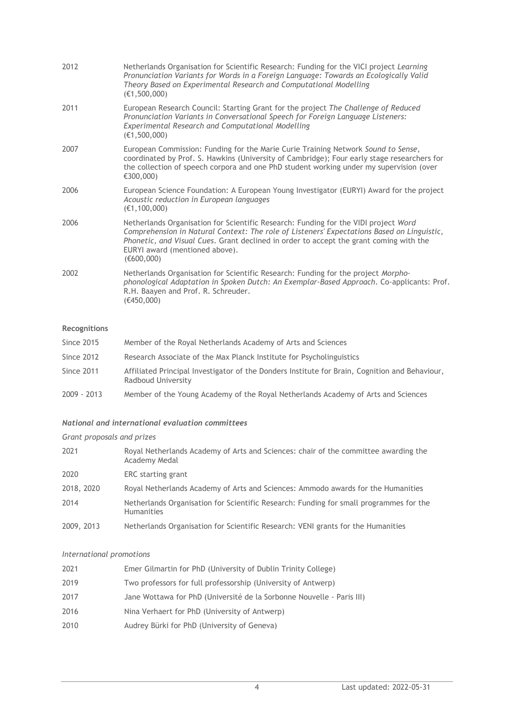2012 Netherlands Organisation for Scientific Research: Funding for the VICI project *Learning Pronunciation Variants for Words in a Foreign Language: Towards an Ecologically Valid Theory Based on Experimental Research and Computational Modelling* (€1,500,000)

2011 European Research Council: Starting Grant for the project *The Challenge of Reduced Pronunciation Variants in Conversational Speech for Foreign Language Listeners: Experimental Research and Computational Modelling* (€1,500,000)

2007 European Commission: Funding for the Marie Curie Training Network *Sound to Sense*, coordinated by Prof. S. Hawkins (University of Cambridge); Four early stage researchers for the collection of speech corpora and one PhD student working under my supervision (over €300,000)

2006 European Science Foundation: A European Young Investigator (EURYI) Award for the project *Acoustic reduction in European languages* (€1,100,000)

2006 Netherlands Organisation for Scientific Research: Funding for the VIDI project *Word Comprehension in Natural Context: The role of Listeners' Expectations Based on Linguistic, Phonetic, and Visual Cues*. Grant declined in order to accept the grant coming with the EURYI award (mentioned above). (€600,000)

2002 Netherlands Organisation for Scientific Research: Funding for the project *Morpho-phonological Adaptation in Spoken Dutch: An Exemplar-Based Approach*. Co-applicants: Prof. R.H. Baayen and Prof. R. Schreuder. (€450,000)

**Recognitions**

Since 2015 Member of the Royal Netherlands Academy of Arts and Sciences

Since 2012 Research Associate of the Max Planck Institute for Psycholinguistics

Since 2011 Affiliated Principal Investigator of the Donders Institute for Brain, Cognition and Behaviour, Radboud University

2009 - 2013 Member of the Young Academy of the Royal Netherlands Academy of Arts and Sciences

***National and international evaluation committees***

*Grant proposals and prizes*

2021 Royal Netherlands Academy of Arts and Sciences: chair of the committee awarding the Academy Medal

2020 ERC starting grant

2018, 2020 Royal Netherlands Academy of Arts and Sciences: Ammodo awards for the Humanities

2014 Netherlands Organisation for Scientific Research: Funding for small programmes for the Humanities

2009, 2013 Netherlands Organisation for Scientific Research: VENI grants for the Humanities

*International promotions*

2021 Emer Gilmartin for PhD (University of Dublin Trinity College)

2019 Two professors for full professorship (University of Antwerp)

2017 Jane Wottawa for PhD (Université de la Sorbonne Nouvelle - Paris III)

2016 Nina Verhaert for PhD (University of Antwerp)

2010 Audrey Bürki for PhD (University of Geneva)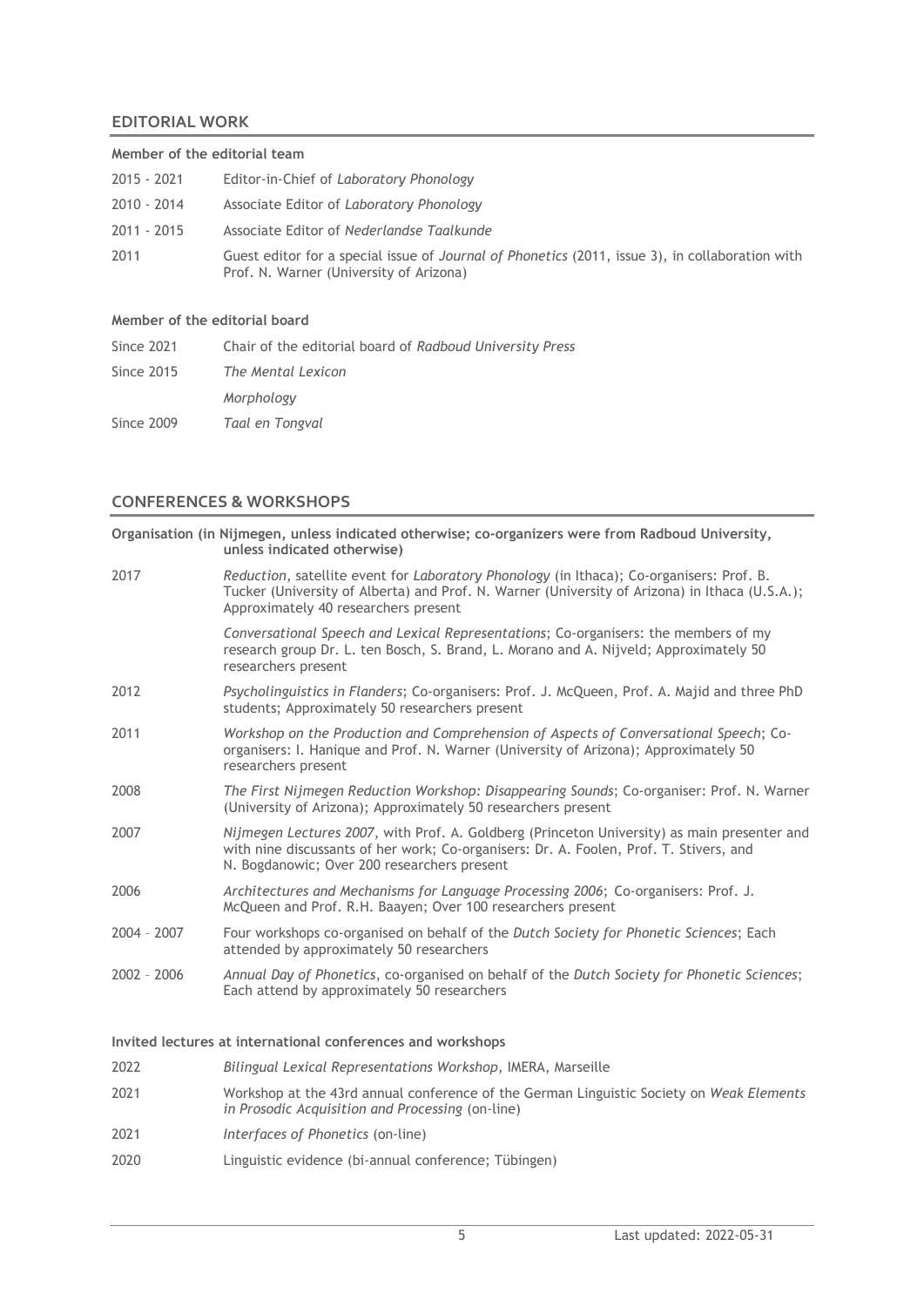## EDITORIAL WORK

**Member of the editorial team**

| | |
|---|---|
| 2015 - 2021 | Editor-in-Chief of *Laboratory Phonology* |
| 2010 - 2014 | Associate Editor of *Laboratory Phonology* |
| 2011 - 2015 | Associate Editor of *Nederlandse Taalkunde* |
| 2011 | Guest editor for a special issue of *Journal of Phonetics* (2011, issue 3), in collaboration with Prof. N. Warner (University of Arizona) |

**Member of the editorial board**

| | |
|---|---|
| Since 2021 | Chair of the editorial board of *Radboud University Press* |
| Since 2015 | *The Mental Lexicon* |
| | *Morphology* |
| Since 2009 | *Taal en Tongval* |

## CONFERENCES & WORKSHOPS

**Organisation (in Nijmegen, unless indicated otherwise; co-organizers were from Radboud University, unless indicated otherwise)**

| | |
|---|---|
| 2017 | *Reduction*, satellite event for *Laboratory Phonology* (in Ithaca); Co-organisers: Prof. B. Tucker (University of Alberta) and Prof. N. Warner (University of Arizona) in Ithaca (U.S.A.); Approximately 40 researchers present |
| | *Conversational Speech and Lexical Representations*; Co-organisers: the members of my research group Dr. L. ten Bosch, S. Brand, L. Morano and A. Nijveld; Approximately 50 researchers present |
| 2012 | *Psycholinguistics in Flanders*; Co-organisers: Prof. J. McQueen, Prof. A. Majid and three PhD students; Approximately 50 researchers present |
| 2011 | *Workshop on the Production and Comprehension of Aspects of Conversational Speech*; Co-organisers: I. Hanique and Prof. N. Warner (University of Arizona); Approximately 50 researchers present |
| 2008 | *The First Nijmegen Reduction Workshop: Disappearing Sounds*; Co-organiser: Prof. N. Warner (University of Arizona); Approximately 50 researchers present |
| 2007 | *Nijmegen Lectures 2007*, with Prof. A. Goldberg (Princeton University) as main presenter and with nine discussants of her work; Co-organisers: Dr. A. Foolen, Prof. T. Stivers, and N. Bogdanowic; Over 200 researchers present |
| 2006 | *Architectures and Mechanisms for Language Processing 2006*; Co-organisers: Prof. J. McQueen and Prof. R.H. Baayen; Over 100 researchers present |
| 2004 – 2007 | Four workshops co-organised on behalf of the *Dutch Society for Phonetic Sciences*; Each attended by approximately 50 researchers |
| 2002 – 2006 | *Annual Day of Phonetics*, co-organised on behalf of the *Dutch Society for Phonetic Sciences*; Each attend by approximately 50 researchers |

**Invited lectures at international conferences and workshops**

| | |
|---|---|
| 2022 | *Bilingual Lexical Representations Workshop*, IMERA, Marseille |
| 2021 | Workshop at the 43rd annual conference of the German Linguistic Society on *Weak Elements in Prosodic Acquisition and Processing* (on-line) |
| 2021 | *Interfaces of Phonetics* (on-line) |
| 2020 | Linguistic evidence (bi-annual conference; Tübingen) |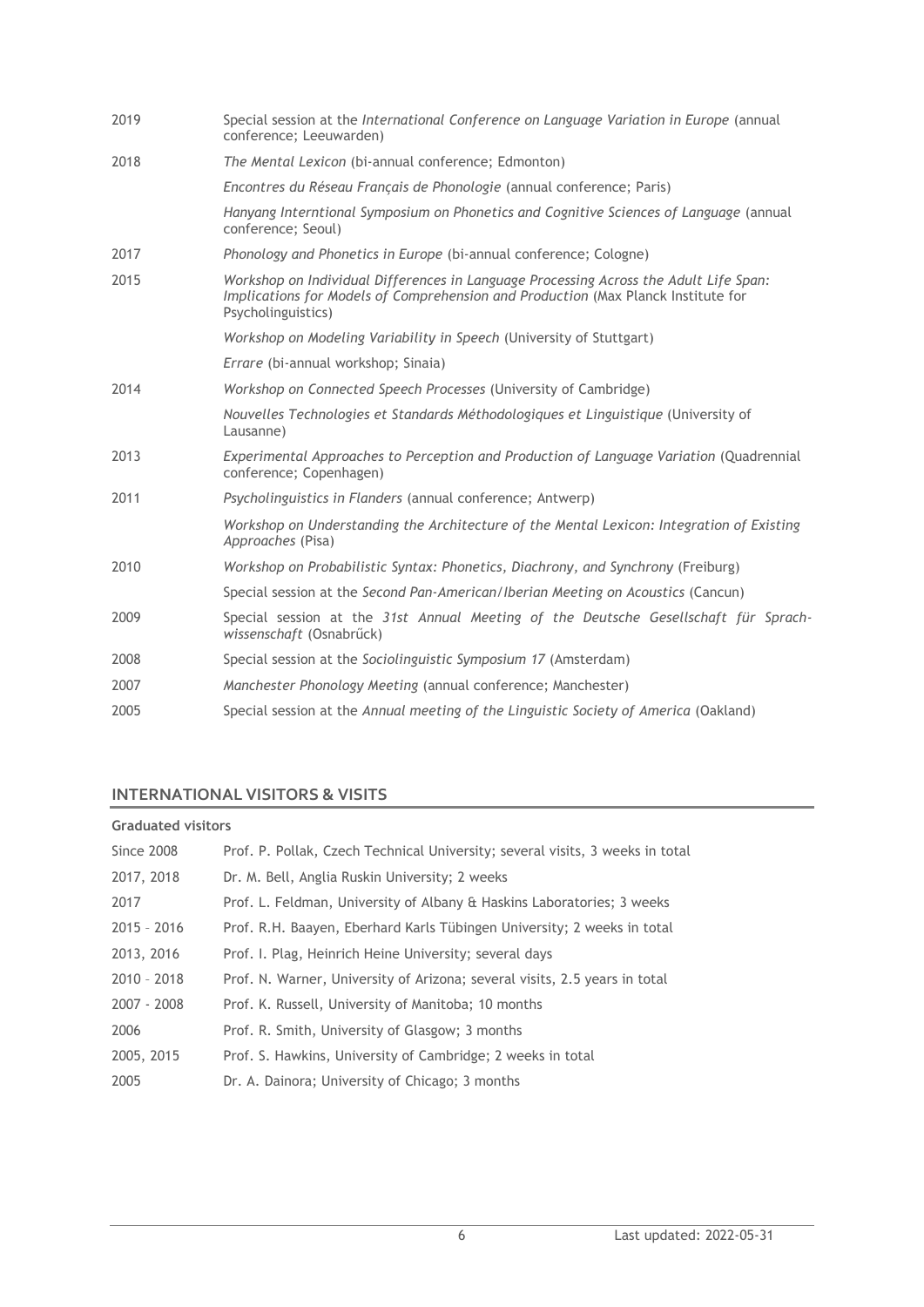| | |
|---|---|
| 2019 | Special session at the *International Conference on Language Variation in Europe* (annual conference; Leeuwarden) |
| 2018 | *The Mental Lexicon* (bi-annual conference; Edmonton) |
| | *Encontres du Réseau Français de Phonologie* (annual conference; Paris) |
| | *Hanyang Interntional Symposium on Phonetics and Cognitive Sciences of Language* (annual conference; Seoul) |
| 2017 | *Phonology and Phonetics in Europe* (bi-annual conference; Cologne) |
| 2015 | *Workshop on Individual Differences in Language Processing Across the Adult Life Span: Implications for Models of Comprehension and Production* (Max Planck Institute for Psycholinguistics) |
| | *Workshop on Modeling Variability in Speech* (University of Stuttgart) |
| | *Errare* (bi-annual workshop; Sinaia) |
| 2014 | *Workshop on Connected Speech Processes* (University of Cambridge) |
| | *Nouvelles Technologies et Standards Méthodologiques et Linguistique* (University of Lausanne) |
| 2013 | *Experimental Approaches to Perception and Production of Language Variation* (Quadrennial conference; Copenhagen) |
| 2011 | *Psycholinguistics in Flanders* (annual conference; Antwerp) |
| | *Workshop on Understanding the Architecture of the Mental Lexicon: Integration of Existing Approaches* (Pisa) |
| 2010 | *Workshop on Probabilistic Syntax: Phonetics, Diachrony, and Synchrony* (Freiburg) |
| | Special session at the *Second Pan-American/Iberian Meeting on Acoustics* (Cancun) |
| 2009 | Special session at the *31st Annual Meeting of the Deutsche Gesellschaft für Sprachwissenschaft* (Osnabrűck) |
| 2008 | Special session at the *Sociolinguistic Symposium 17* (Amsterdam) |
| 2007 | *Manchester Phonology Meeting* (annual conference; Manchester) |
| 2005 | Special session at the *Annual meeting of the Linguistic Society of America* (Oakland) |

## INTERNATIONAL VISITORS & VISITS

### Graduated visitors

| | |
|---|---|
| Since 2008 | Prof. P. Pollak, Czech Technical University; several visits, 3 weeks in total |
| 2017, 2018 | Dr. M. Bell, Anglia Ruskin University; 2 weeks |
| 2017 | Prof. L. Feldman, University of Albany & Haskins Laboratories; 3 weeks |
| 2015 – 2016 | Prof. R.H. Baayen, Eberhard Karls Tübingen University; 2 weeks in total |
| 2013, 2016 | Prof. I. Plag, Heinrich Heine University; several days |
| 2010 – 2018 | Prof. N. Warner, University of Arizona; several visits, 2.5 years in total |
| 2007 - 2008 | Prof. K. Russell, University of Manitoba; 10 months |
| 2006 | Prof. R. Smith, University of Glasgow; 3 months |
| 2005, 2015 | Prof. S. Hawkins, University of Cambridge; 2 weeks in total |
| 2005 | Dr. A. Dainora; University of Chicago; 3 months |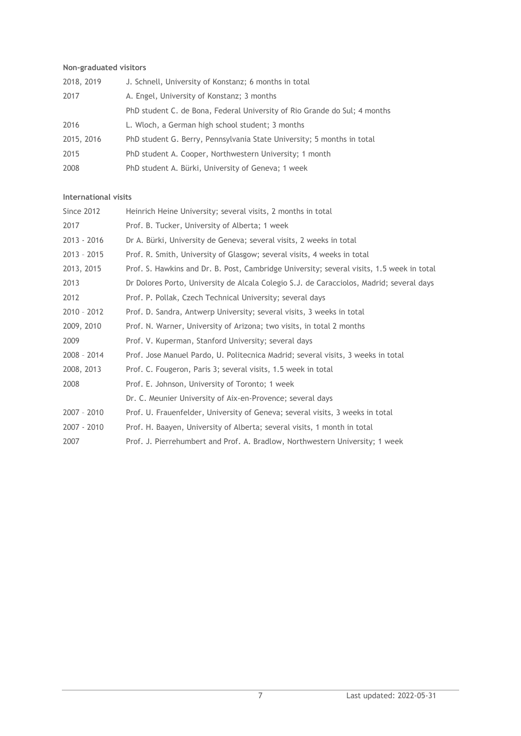**Non-graduated visitors**

| | |
|---|---|
| 2018, 2019 | J. Schnell, University of Konstanz; 6 months in total |
| 2017 | A. Engel, University of Konstanz; 3 months |
| | PhD student C. de Bona, Federal University of Rio Grande do Sul; 4 months |
| 2016 | L. Wloch, a German high school student; 3 months |
| 2015, 2016 | PhD student G. Berry, Pennsylvania State University; 5 months in total |
| 2015 | PhD student A. Cooper, Northwestern University; 1 month |
| 2008 | PhD student A. Bürki, University of Geneva; 1 week |

**International visits**

| | |
|---|---|
| Since 2012 | Heinrich Heine University; several visits, 2 months in total |
| 2017 | Prof. B. Tucker, University of Alberta; 1 week |
| 2013 - 2016 | Dr A. Bürki, University de Geneva; several visits, 2 weeks in total |
| 2013 – 2015 | Prof. R. Smith, University of Glasgow; several visits, 4 weeks in total |
| 2013, 2015 | Prof. S. Hawkins and Dr. B. Post, Cambridge University; several visits, 1.5 week in total |
| 2013 | Dr Dolores Porto, University de Alcala Colegio S.J. de Caracciolos, Madrid; several days |
| 2012 | Prof. P. Pollak, Czech Technical University; several days |
| 2010 – 2012 | Prof. D. Sandra, Antwerp University; several visits, 3 weeks in total |
| 2009, 2010 | Prof. N. Warner, University of Arizona; two visits, in total 2 months |
| 2009 | Prof. V. Kuperman, Stanford University; several days |
| 2008 – 2014 | Prof. Jose Manuel Pardo, U. Politecnica Madrid; several visits, 3 weeks in total |
| 2008, 2013 | Prof. C. Fougeron, Paris 3; several visits, 1.5 week in total |
| 2008 | Prof. E. Johnson, University of Toronto; 1 week |
| | Dr. C. Meunier University of Aix-en-Provence; several days |
| 2007 – 2010 | Prof. U. Frauenfelder, University of Geneva; several visits, 3 weeks in total |
| 2007 - 2010 | Prof. H. Baayen, University of Alberta; several visits, 1 month in total |
| 2007 | Prof. J. Pierrehumbert and Prof. A. Bradlow, Northwestern University; 1 week |

Last updated: 2022-05-31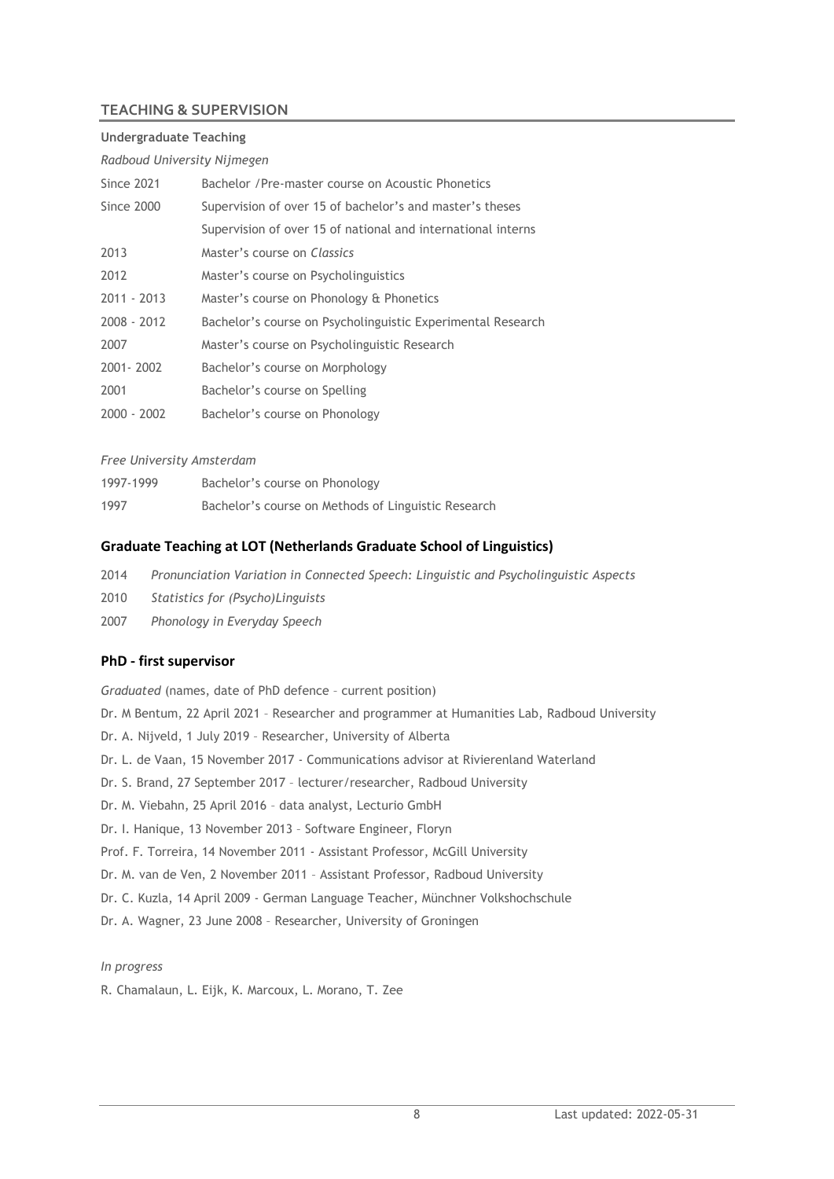## TEACHING & SUPERVISION

### Undergraduate Teaching

*Radboud University Nijmegen*

| | |
|---|---|
| Since 2021 | Bachelor / Pre-master course on Acoustic Phonetics |
| Since 2000 | Supervision of over 15 of bachelor's and master's theses |
| | Supervision of over 15 of national and international interns |
| 2013 | Master's course on *Classics* |
| 2012 | Master's course on Psycholinguistics |
| 2011 - 2013 | Master's course on Phonology & Phonetics |
| 2008 - 2012 | Bachelor's course on Psycholinguistic Experimental Research |
| 2007 | Master's course on Psycholinguistic Research |
| 2001- 2002 | Bachelor's course on Morphology |
| 2001 | Bachelor's course on Spelling |
| 2000 - 2002 | Bachelor's course on Phonology |

*Free University Amsterdam*

| | |
|---|---|
| 1997-1999 | Bachelor's course on Phonology |
| 1997 | Bachelor's course on Methods of Linguistic Research |

### Graduate Teaching at LOT (Netherlands Graduate School of Linguistics)

| | |
|---|---|
| 2014 | *Pronunciation Variation in Connected Speech: Linguistic and Psycholinguistic Aspects* |
| 2010 | *Statistics for (Psycho)Linguists* |
| 2007 | *Phonology in Everyday Speech* |

### PhD - first supervisor

*Graduated* (names, date of PhD defence – current position)

Dr. M Bentum, 22 April 2021 – Researcher and programmer at Humanities Lab, Radboud University

Dr. A. Nijveld, 1 July 2019 – Researcher, University of Alberta

Dr. L. de Vaan, 15 November 2017 - Communications advisor at Rivierenland Waterland

Dr. S. Brand, 27 September 2017 – lecturer/researcher, Radboud University

Dr. M. Viebahn, 25 April 2016 – data analyst, Lecturio GmbH

Dr. I. Hanique, 13 November 2013 – Software Engineer, Floryn

Prof. F. Torreira, 14 November 2011 - Assistant Professor, McGill University

Dr. M. van de Ven, 2 November 2011 – Assistant Professor, Radboud University

Dr. C. Kuzla, 14 April 2009 - German Language Teacher, Münchner Volkshochschule

Dr. A. Wagner, 23 June 2008 – Researcher, University of Groningen

*In progress*

R. Chamalaun, L. Eijk, K. Marcoux, L. Morano, T. Zee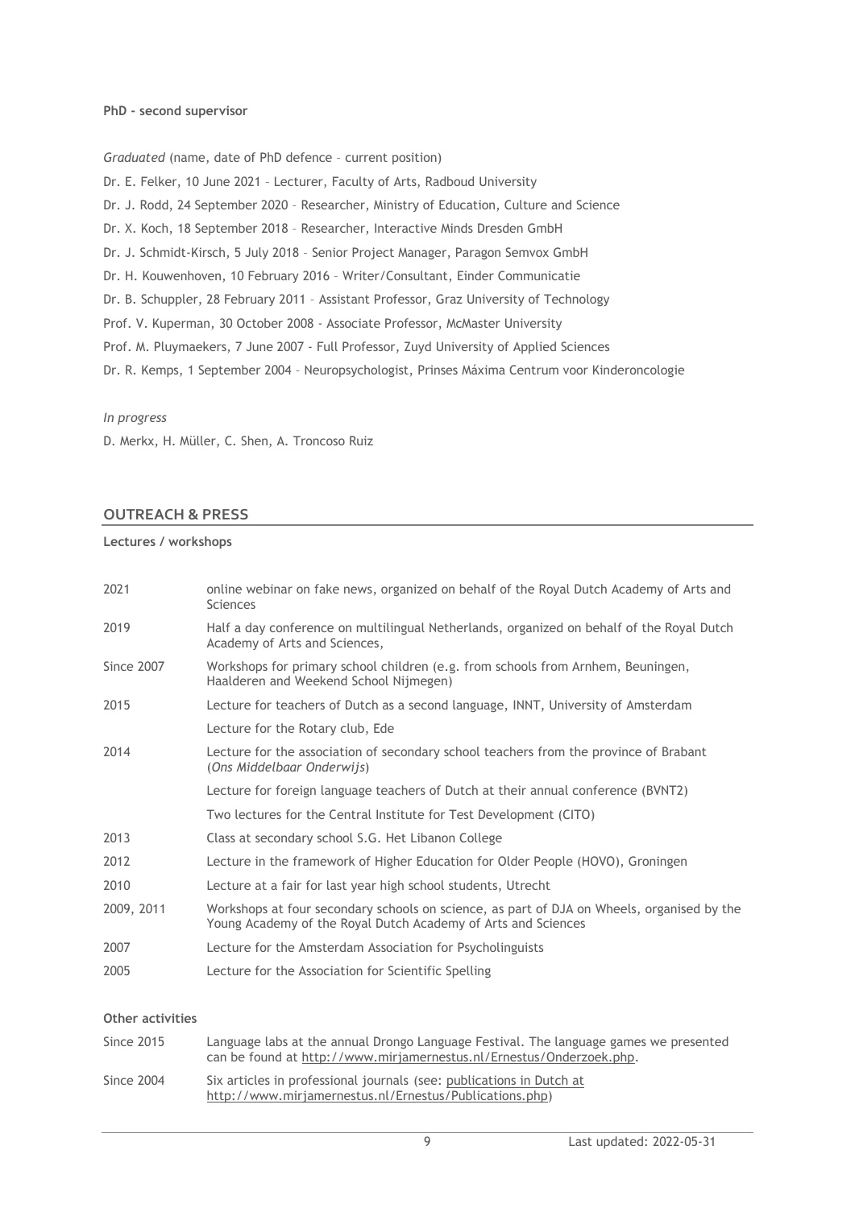**PhD - second supervisor**

*Graduated* (name, date of PhD defence – current position)

Dr. E. Felker, 10 June 2021 – Lecturer, Faculty of Arts, Radboud University

Dr. J. Rodd, 24 September 2020 – Researcher, Ministry of Education, Culture and Science

Dr. X. Koch, 18 September 2018 – Researcher, Interactive Minds Dresden GmbH

Dr. J. Schmidt-Kirsch, 5 July 2018 – Senior Project Manager, Paragon Semvox GmbH

Dr. H. Kouwenhoven, 10 February 2016 – Writer/Consultant, Einder Communicatie

Dr. B. Schuppler, 28 February 2011 – Assistant Professor, Graz University of Technology

Prof. V. Kuperman, 30 October 2008 - Associate Professor, McMaster University

Prof. M. Pluymaekers, 7 June 2007 - Full Professor, Zuyd University of Applied Sciences

Dr. R. Kemps, 1 September 2004 – Neuropsychologist, Prinses Máxima Centrum voor Kinderoncologie

*In progress*

D. Merkx, H. Müller, C. Shen, A. Troncoso Ruiz

## OUTREACH & PRESS

**Lectures / workshops**

| | |
|---|---|
| 2021 | online webinar on fake news, organized on behalf of the Royal Dutch Academy of Arts and Sciences |
| 2019 | Half a day conference on multilingual Netherlands, organized on behalf of the Royal Dutch Academy of Arts and Sciences, |
| Since 2007 | Workshops for primary school children (e.g. from schools from Arnhem, Beuningen, Haalderen and Weekend School Nijmegen) |
| 2015 | Lecture for teachers of Dutch as a second language, INNT, University of Amsterdam |
| | Lecture for the Rotary club, Ede |
| 2014 | Lecture for the association of secondary school teachers from the province of Brabant (*Ons Middelbaar Onderwijs*) |
| | Lecture for foreign language teachers of Dutch at their annual conference (BVNT2) |
| | Two lectures for the Central Institute for Test Development (CITO) |
| 2013 | Class at secondary school S.G. Het Libanon College |
| 2012 | Lecture in the framework of Higher Education for Older People (HOVO), Groningen |
| 2010 | Lecture at a fair for last year high school students, Utrecht |
| 2009, 2011 | Workshops at four secondary schools on science, as part of DJA on Wheels, organised by the Young Academy of the Royal Dutch Academy of Arts and Sciences |
| 2007 | Lecture for the Amsterdam Association for Psycholinguists |
| 2005 | Lecture for the Association for Scientific Spelling |

**Other activities**

| | |
|---|---|
| Since 2015 | Language labs at the annual Drongo Language Festival. The language games we presented can be found at http://www.mirjamernestus.nl/Ernestus/Onderzoek.php. |
| Since 2004 | Six articles in professional journals (see: publications in Dutch at http://www.mirjamernestus.nl/Ernestus/Publications.php) |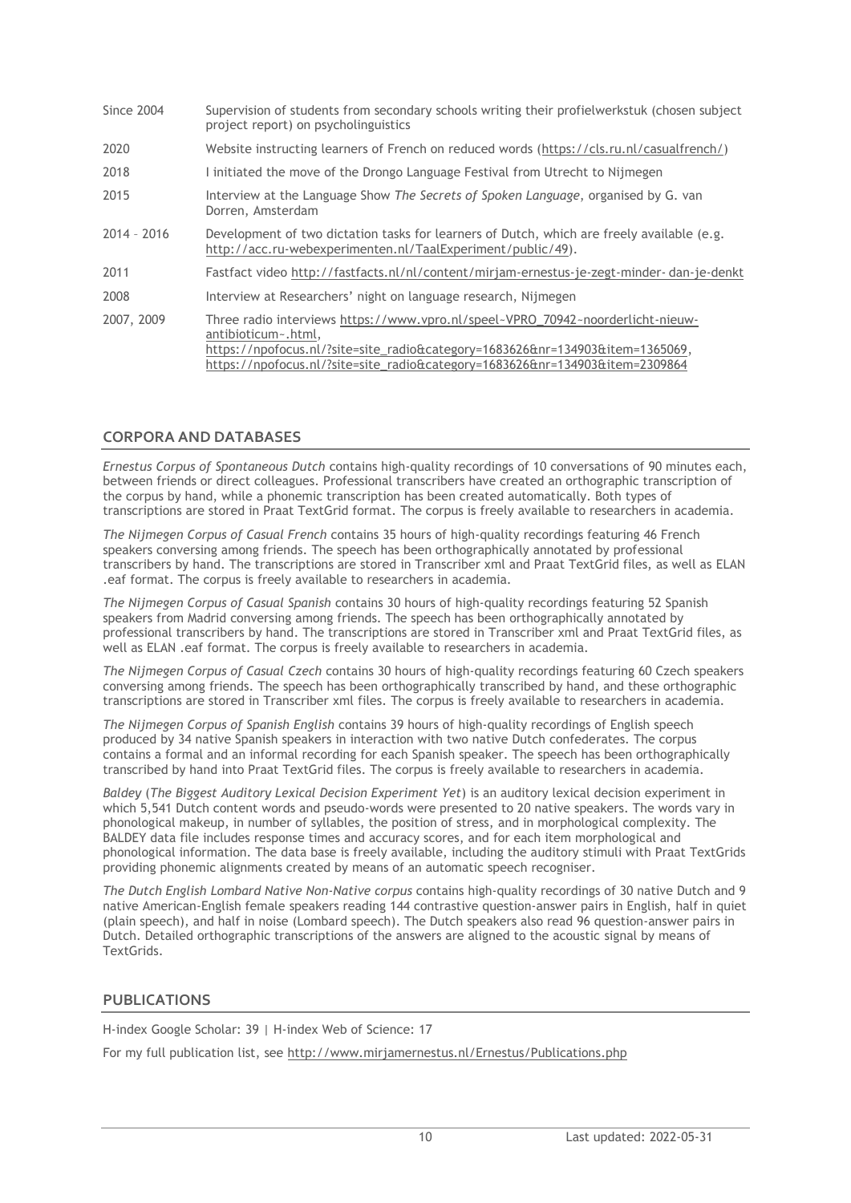| | |
|---|---|
| Since 2004 | Supervision of students from secondary schools writing their profielwerkstuk (chosen subject project report) on psycholinguistics |
| 2020 | Website instructing learners of French on reduced words (https://cls.ru.nl/casualfrench/) |
| 2018 | I initiated the move of the Drongo Language Festival from Utrecht to Nijmegen |
| 2015 | Interview at the Language Show *The Secrets of Spoken Language*, organised by G. van Dorren, Amsterdam |
| 2014 – 2016 | Development of two dictation tasks for learners of Dutch, which are freely available (e.g. http://acc.ru-webexperimenten.nl/TaalExperiment/public/49). |
| 2011 | Fastfact video http://fastfacts.nl/nl/content/mirjam-ernestus-je-zegt-minder- dan-je-denkt |
| 2008 | Interview at Researchers' night on language research, Nijmegen |
| 2007, 2009 | Three radio interviews https://www.vpro.nl/speel~VPRO_70942~noorderlicht-nieuw-antibioticum~.html, https://npofocus.nl/?site=site_radio&category=1683626&nr=134903&item=1365069, https://npofocus.nl/?site=site_radio&category=1683626&nr=134903&item=2309864 |

## CORPORA AND DATABASES

*Ernestus Corpus of Spontaneous Dutch* contains high-quality recordings of 10 conversations of 90 minutes each, between friends or direct colleagues. Professional transcribers have created an orthographic transcription of the corpus by hand, while a phonemic transcription has been created automatically. Both types of transcriptions are stored in Praat TextGrid format. The corpus is freely available to researchers in academia.

*The Nijmegen Corpus of Casual French* contains 35 hours of high-quality recordings featuring 46 French speakers conversing among friends. The speech has been orthographically annotated by professional transcribers by hand. The transcriptions are stored in Transcriber xml and Praat TextGrid files, as well as ELAN .eaf format. The corpus is freely available to researchers in academia.

*The Nijmegen Corpus of Casual Spanish* contains 30 hours of high-quality recordings featuring 52 Spanish speakers from Madrid conversing among friends. The speech has been orthographically annotated by professional transcribers by hand. The transcriptions are stored in Transcriber xml and Praat TextGrid files, as well as ELAN .eaf format. The corpus is freely available to researchers in academia.

*The Nijmegen Corpus of Casual Czech* contains 30 hours of high-quality recordings featuring 60 Czech speakers conversing among friends. The speech has been orthographically transcribed by hand, and these orthographic transcriptions are stored in Transcriber xml files. The corpus is freely available to researchers in academia.

*The Nijmegen Corpus of Spanish English* contains 39 hours of high-quality recordings of English speech produced by 34 native Spanish speakers in interaction with two native Dutch confederates. The corpus contains a formal and an informal recording for each Spanish speaker. The speech has been orthographically transcribed by hand into Praat TextGrid files. The corpus is freely available to researchers in academia.

*Baldey* (*The Biggest Auditory Lexical Decision Experiment Yet*) is an auditory lexical decision experiment in which 5,541 Dutch content words and pseudo-words were presented to 20 native speakers. The words vary in phonological makeup, in number of syllables, the position of stress, and in morphological complexity. The BALDEY data file includes response times and accuracy scores, and for each item morphological and phonological information. The data base is freely available, including the auditory stimuli with Praat TextGrids providing phonemic alignments created by means of an automatic speech recogniser.

*The Dutch English Lombard Native Non-Native corpus* contains high-quality recordings of 30 native Dutch and 9 native American-English female speakers reading 144 contrastive question-answer pairs in English, half in quiet (plain speech), and half in noise (Lombard speech). The Dutch speakers also read 96 question-answer pairs in Dutch. Detailed orthographic transcriptions of the answers are aligned to the acoustic signal by means of TextGrids.

## PUBLICATIONS

H-index Google Scholar: 39 | H-index Web of Science: 17

For my full publication list, see http://www.mirjamernestus.nl/Ernestus/Publications.php

Last updated: 2022-05-31